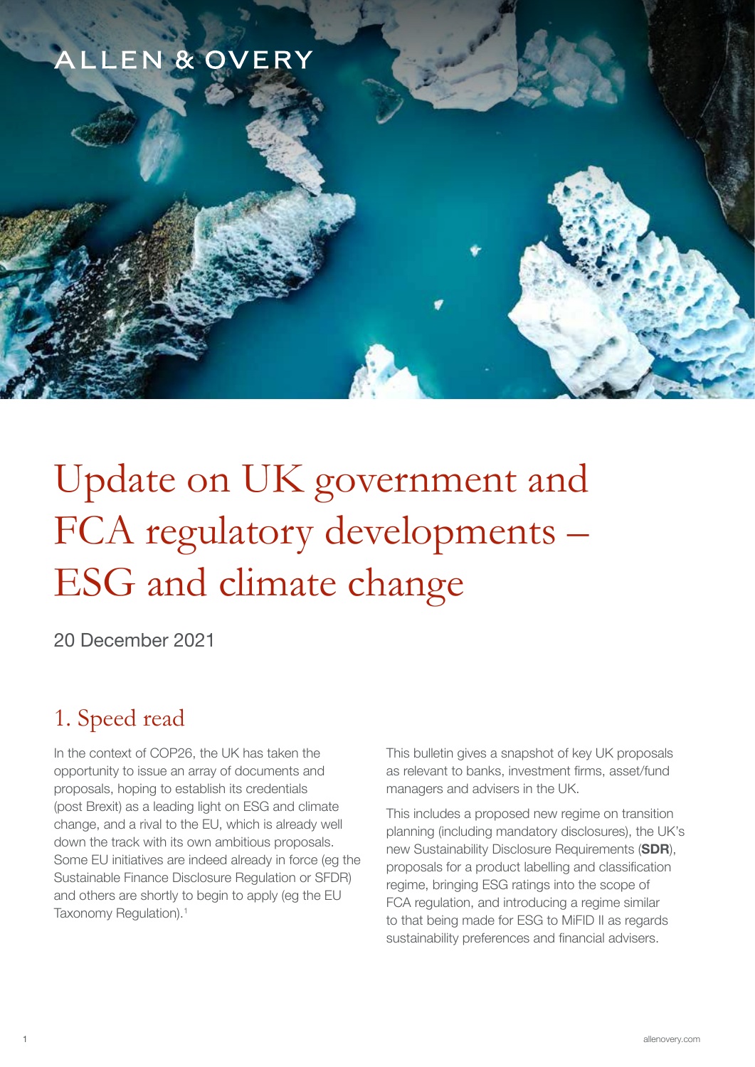ALLEN & OVERY

# Update on UK government and FCA regulatory developments – ESG and climate change

20 December 2021

## 1. Speed read

In the context of COP26, the UK has taken the opportunity to issue an array of documents and proposals, hoping to establish its credentials (post Brexit) as a leading light on ESG and climate change, and a rival to the EU, which is already well down the track with its own ambitious proposals. Some EU initiatives are indeed already in force (eg the Sustainable Finance Disclosure Regulation or SFDR) and others are shortly to begin to apply (eg the EU Taxonomy Regulation).[1]

This bulletin gives a snapshot of key UK proposals as relevant to banks, investment firms, asset/fund managers and advisers in the UK.

This includes a proposed new regime on transition planning (including mandatory disclosures), the UK's new Sustainability Disclosure Requirements (**SDR**), proposals for a product labelling and classification regime, bringing ESG ratings into the scope of FCA regulation, and introducing a regime similar to that being made for ESG to MiFID II as regards sustainability preferences and financial advisers.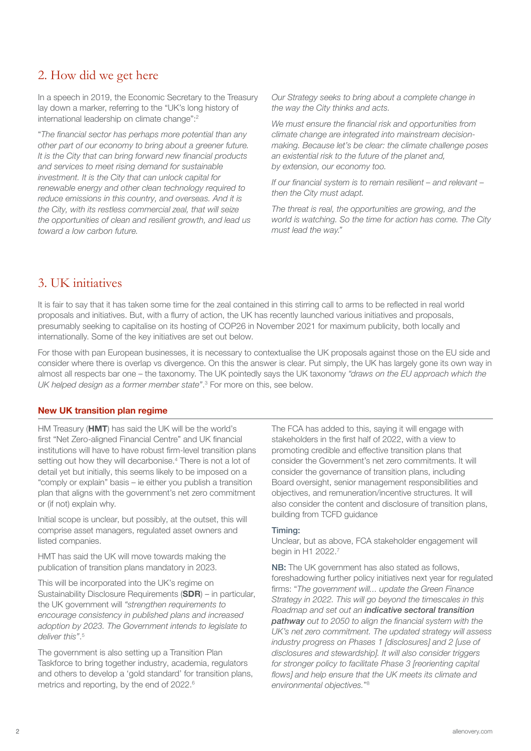## 2. How did we get here

In a speech in 2019, the Economic Secretary to the Treasury lay down a marker, referring to the "UK's long history of international leadership on climate change":[2]

"*The financial sector has perhaps more potential than any other part of our economy to bring about a greener future. It is the City that can bring forward new financial products and services to meet rising demand for sustainable investment. It is the City that can unlock capital for renewable energy and other clean technology required to reduce emissions in this country, and overseas. And it is the City, with its restless commercial zeal, that will seize the opportunities of clean and resilient growth, and lead us toward a low carbon future.*

*Our Strategy seeks to bring about a complete change in the way the City thinks and acts.*

*We must ensure the financial risk and opportunities from climate change are integrated into mainstream decision-making. Because let's be clear: the climate challenge poses an existential risk to the future of the planet and, by extension, our economy too.*

*If our financial system is to remain resilient – and relevant – then the City must adapt.*

*The threat is real, the opportunities are growing, and the world is watching. So the time for action has come. The City must lead the way.*"

## 3. UK initiatives

It is fair to say that it has taken some time for the zeal contained in this stirring call to arms to be reflected in real world proposals and initiatives. But, with a flurry of action, the UK has recently launched various initiatives and proposals, presumably seeking to capitalise on its hosting of COP26 in November 2021 for maximum publicity, both locally and internationally. Some of the key initiatives are set out below.

For those with pan European businesses, it is necessary to contextualise the UK proposals against those on the EU side and consider where there is overlap vs divergence. On this the answer is clear. Put simply, the UK has largely gone its own way in almost all respects bar one – the taxonomy. The UK pointedly says the UK taxonomy *"draws on the EU approach which the UK helped design as a former member state"*.[3] For more on this, see below.

### New UK transition plan regime

HM Treasury (**HMT**) has said the UK will be the world's first "Net Zero-aligned Financial Centre" and UK financial institutions will have to have robust firm-level transition plans setting out how they will decarbonise.[4] There is not a lot of detail yet but initially, this seems likely to be imposed on a "comply or explain" basis – ie either you publish a transition plan that aligns with the government's net zero commitment or (if not) explain why.

Initial scope is unclear, but possibly, at the outset, this will comprise asset managers, regulated asset owners and listed companies.

HMT has said the UK will move towards making the publication of transition plans mandatory in 2023.

This will be incorporated into the UK's regime on Sustainability Disclosure Requirements (**SDR**) – in particular, the UK government will *"strengthen requirements to encourage consistency in published plans and increased adoption by 2023. The Government intends to legislate to deliver this"*.[5]

The government is also setting up a Transition Plan Taskforce to bring together industry, academia, regulators and others to develop a 'gold standard' for transition plans, metrics and reporting, by the end of 2022.[6]

The FCA has added to this, saying it will engage with stakeholders in the first half of 2022, with a view to promoting credible and effective transition plans that consider the Government's net zero commitments. It will consider the governance of transition plans, including Board oversight, senior management responsibilities and objectives, and remuneration/incentive structures. It will also consider the content and disclosure of transition plans, building from TCFD guidance

**Timing:**
Unclear, but as above, FCA stakeholder engagement will begin in H1 2022.[7]

**NB:** The UK government has also stated as follows, foreshadowing further policy initiatives next year for regulated firms: "*The government will... update the Green Finance Strategy in 2022. This will go beyond the timescales in this Roadmap and set out an* ***indicative sectoral transition pathway*** *out to 2050 to align the financial system with the UK's net zero commitment. The updated strategy will assess industry progress on Phases 1 [disclosures] and 2 [use of disclosures and stewardship]. It will also consider triggers for stronger policy to facilitate Phase 3 [reorienting capital flows] and help ensure that the UK meets its climate and environmental objectives.*"[8]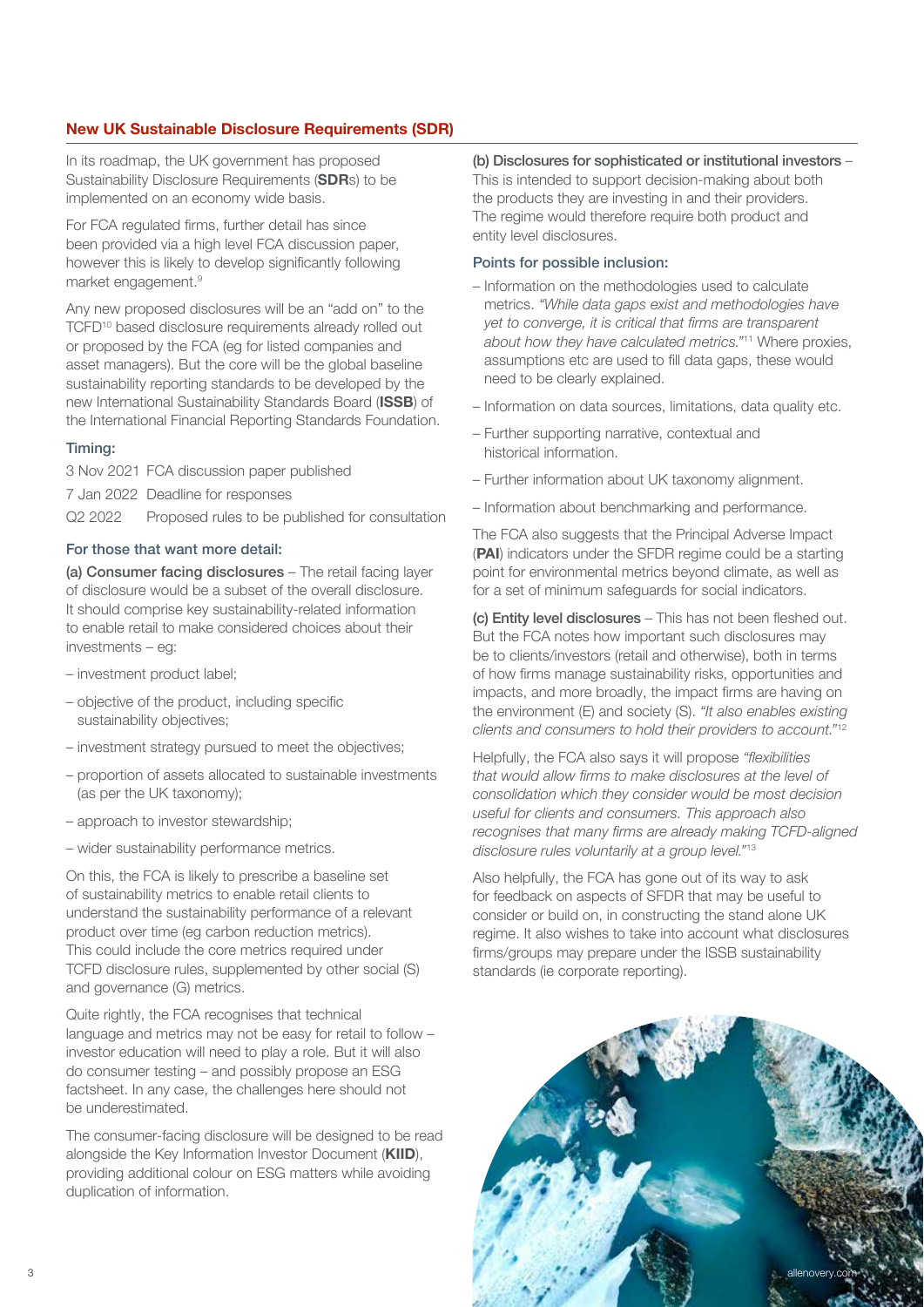## New UK Sustainable Disclosure Requirements (SDR)

In its roadmap, the UK government has proposed Sustainability Disclosure Requirements (**SDR**s) to be implemented on an economy wide basis.

For FCA regulated firms, further detail has since been provided via a high level FCA discussion paper, however this is likely to develop significantly following market engagement.[9]

Any new proposed disclosures will be an "add on" to the TCFD[10] based disclosure requirements already rolled out or proposed by the FCA (eg for listed companies and asset managers). But the core will be the global baseline sustainability reporting standards to be developed by the new International Sustainability Standards Board (**ISSB**) of the International Financial Reporting Standards Foundation.

### Timing:

| | |
|---|---|
| 3 Nov 2021 | FCA discussion paper published |
| 7 Jan 2022 | Deadline for responses |
| Q2 2022 | Proposed rules to be published for consultation |

### For those that want more detail:

**(a) Consumer facing disclosures** – The retail facing layer of disclosure would be a subset of the overall disclosure. It should comprise key sustainability-related information to enable retail to make considered choices about their investments – eg:

- investment product label;
- objective of the product, including specific sustainability objectives;
- investment strategy pursued to meet the objectives;
- proportion of assets allocated to sustainable investments (as per the UK taxonomy);
- approach to investor stewardship;
- wider sustainability performance metrics.

On this, the FCA is likely to prescribe a baseline set of sustainability metrics to enable retail clients to understand the sustainability performance of a relevant product over time (eg carbon reduction metrics). This could include the core metrics required under TCFD disclosure rules, supplemented by other social (S) and governance (G) metrics.

Quite rightly, the FCA recognises that technical language and metrics may not be easy for retail to follow – investor education will need to play a role. But it will also do consumer testing – and possibly propose an ESG factsheet. In any case, the challenges here should not be underestimated.

The consumer-facing disclosure will be designed to be read alongside the Key Information Investor Document (**KIID**), providing additional colour on ESG matters while avoiding duplication of information.

**(b) Disclosures for sophisticated or institutional investors** – This is intended to support decision-making about both the products they are investing in and their providers. The regime would therefore require both product and entity level disclosures.

### Points for possible inclusion:

- Information on the methodologies used to calculate metrics. *"While data gaps exist and methodologies have yet to converge, it is critical that firms are transparent about how they have calculated metrics."*[11] Where proxies, assumptions etc are used to fill data gaps, these would need to be clearly explained.
- Information on data sources, limitations, data quality etc.
- Further supporting narrative, contextual and historical information.
- Further information about UK taxonomy alignment.
- Information about benchmarking and performance.

The FCA also suggests that the Principal Adverse Impact (**PAI**) indicators under the SFDR regime could be a starting point for environmental metrics beyond climate, as well as for a set of minimum safeguards for social indicators.

**(c) Entity level disclosures** – This has not been fleshed out. But the FCA notes how important such disclosures may be to clients/investors (retail and otherwise), both in terms of how firms manage sustainability risks, opportunities and impacts, and more broadly, the impact firms are having on the environment (E) and society (S). *"It also enables clients and consumers to hold their providers to account."*[12]

Helpfully, the FCA also says it will propose *"flexibilities that would allow firms to make disclosures at the level of consolidation which they consider would be most decision useful for clients and consumers. This approach also recognises that many firms are already making TCFD-aligned disclosure rules voluntarily at a group level."*[13]

Also helpfully, the FCA has gone out of its way to ask for feedback on aspects of SFDR that may be useful to consider or build on, in constructing the stand alone UK regime. It also wishes to take into account what disclosures firms/groups may prepare under the ISSB sustainability standards (ie corporate reporting).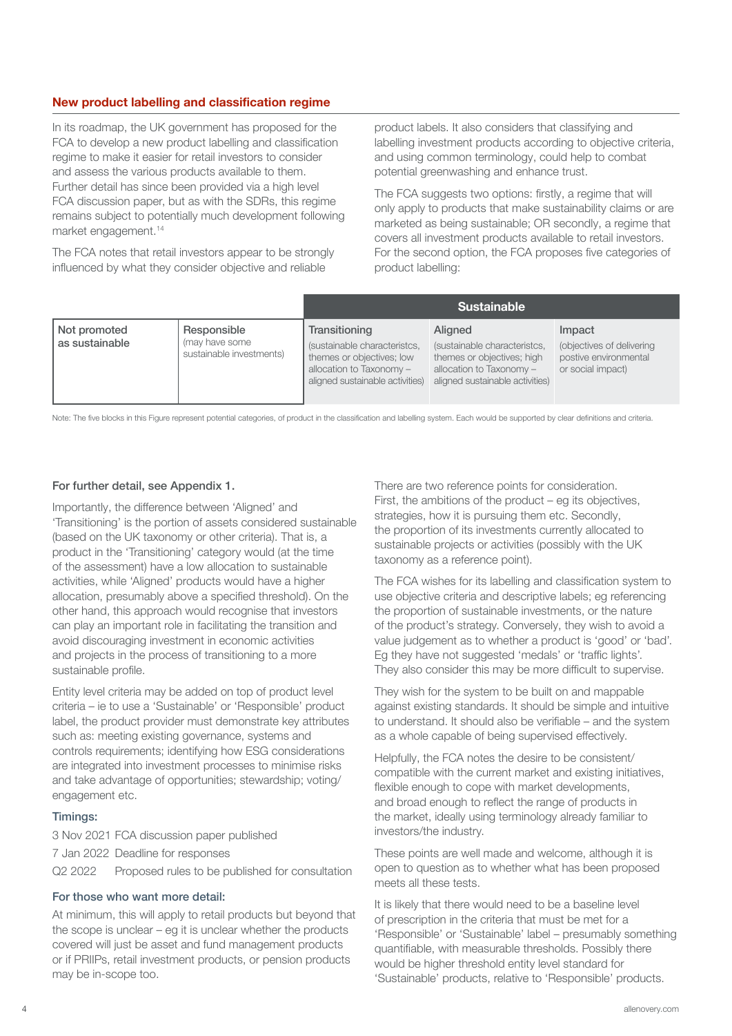## New product labelling and classification regime

In its roadmap, the UK government has proposed for the FCA to develop a new product labelling and classification regime to make it easier for retail investors to consider and assess the various products available to them. Further detail has since been provided via a high level FCA discussion paper, but as with the SDRs, this regime remains subject to potentially much development following market engagement.[14]

The FCA notes that retail investors appear to be strongly influenced by what they consider objective and reliable product labels. It also considers that classifying and labelling investment products according to objective criteria, and using common terminology, could help to combat potential greenwashing and enhance trust.

The FCA suggests two options: firstly, a regime that will only apply to products that make sustainability claims or are marketed as being sustainable; OR secondly, a regime that covers all investment products available to retail investors. For the second option, the FCA proposes five categories of product labelling:

| | | Sustainable | | |
|---|---|---|---|---|
| Not promoted as sustainable | Responsible (may have some sustainable investments) | Transitioning (sustainable characteristcs, themes or objectives; low allocation to Taxonomy – aligned sustainable activities) | Aligned (sustainable characteristcs, themes or objectives; high allocation to Taxonomy – aligned sustainable activities) | Impact (objectives of delivering postive environmental or social impact) |

Note: The five blocks in this Figure represent potential categories, of product in the classification and labelling system. Each would be supported by clear definitions and criteria.

**For further detail, see Appendix 1.**

Importantly, the difference between 'Aligned' and 'Transitioning' is the portion of assets considered sustainable (based on the UK taxonomy or other criteria). That is, a product in the 'Transitioning' category would (at the time of the assessment) have a low allocation to sustainable activities, while 'Aligned' products would have a higher allocation, presumably above a specified threshold). On the other hand, this approach would recognise that investors can play an important role in facilitating the transition and avoid discouraging investment in economic activities and projects in the process of transitioning to a more sustainable profile.

Entity level criteria may be added on top of product level criteria – ie to use a 'Sustainable' or 'Responsible' product label, the product provider must demonstrate key attributes such as: meeting existing governance, systems and controls requirements; identifying how ESG considerations are integrated into investment processes to minimise risks and take advantage of opportunities; stewardship; voting/engagement etc.

### Timings:

3 Nov 2021 FCA discussion paper published
7 Jan 2022 Deadline for responses
Q2 2022 Proposed rules to be published for consultation

### For those who want more detail:

At minimum, this will apply to retail products but beyond that the scope is unclear – eg it is unclear whether the products covered will just be asset and fund management products or if PRIIPs, retail investment products, or pension products may be in-scope too.

There are two reference points for consideration. First, the ambitions of the product – eg its objectives, strategies, how it is pursuing them etc. Secondly, the proportion of its investments currently allocated to sustainable projects or activities (possibly with the UK taxonomy as a reference point).

The FCA wishes for its labelling and classification system to use objective criteria and descriptive labels; eg referencing the proportion of sustainable investments, or the nature of the product's strategy. Conversely, they wish to avoid a value judgement as to whether a product is 'good' or 'bad'. Eg they have not suggested 'medals' or 'traffic lights'. They also consider this may be more difficult to supervise.

They wish for the system to be built on and mappable against existing standards. It should be simple and intuitive to understand. It should also be verifiable – and the system as a whole capable of being supervised effectively.

Helpfully, the FCA notes the desire to be consistent/compatible with the current market and existing initiatives, flexible enough to cope with market developments, and broad enough to reflect the range of products in the market, ideally using terminology already familiar to investors/the industry.

These points are well made and welcome, although it is open to question as to whether what has been proposed meets all these tests.

It is likely that there would need to be a baseline level of prescription in the criteria that must be met for a 'Responsible' or 'Sustainable' label – presumably something quantifiable, with measurable thresholds. Possibly there would be higher threshold entity level standard for 'Sustainable' products, relative to 'Responsible' products.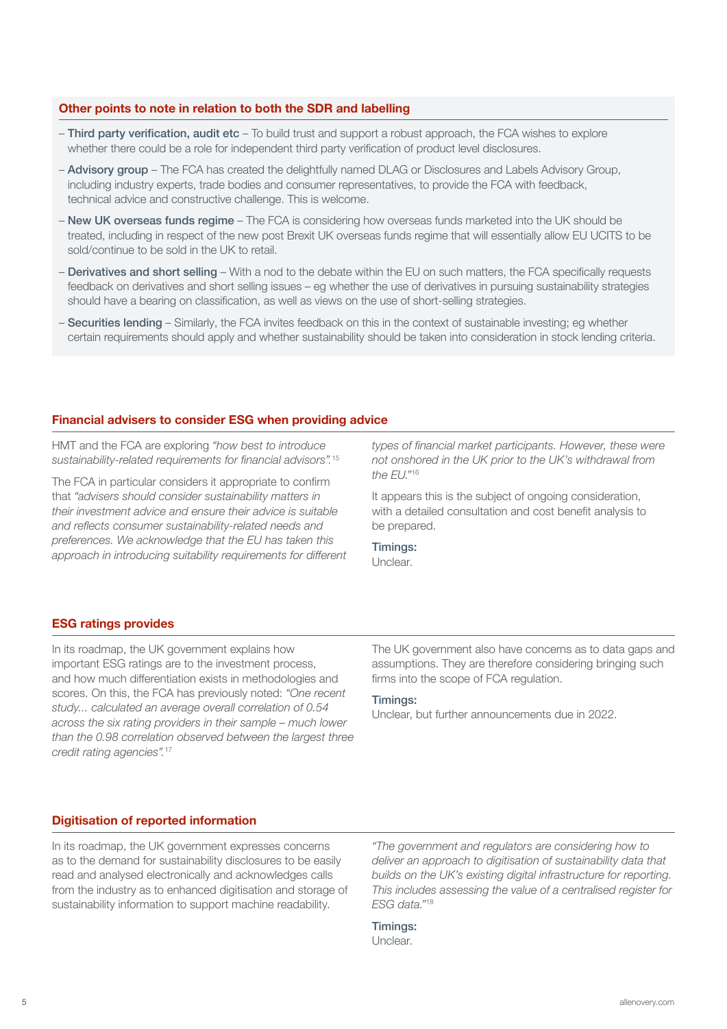### Other points to note in relation to both the SDR and labelling

- **Third party verification, audit etc** – To build trust and support a robust approach, the FCA wishes to explore whether there could be a role for independent third party verification of product level disclosures.
- **Advisory group** – The FCA has created the delightfully named DLAG or Disclosures and Labels Advisory Group, including industry experts, trade bodies and consumer representatives, to provide the FCA with feedback, technical advice and constructive challenge. This is welcome.
- **New UK overseas funds regime** – The FCA is considering how overseas funds marketed into the UK should be treated, including in respect of the new post Brexit UK overseas funds regime that will essentially allow EU UCITS to be sold/continue to be sold in the UK to retail.
- **Derivatives and short selling** – With a nod to the debate within the EU on such matters, the FCA specifically requests feedback on derivatives and short selling issues – eg whether the use of derivatives in pursuing sustainability strategies should have a bearing on classification, as well as views on the use of short-selling strategies.
- **Securities lending** – Similarly, the FCA invites feedback on this in the context of sustainable investing; eg whether certain requirements should apply and whether sustainability should be taken into consideration in stock lending criteria.

## Financial advisers to consider ESG when providing advice

HMT and the FCA are exploring *"how best to introduce sustainability-related requirements for financial advisors".*[15]

The FCA in particular considers it appropriate to confirm that *"advisers should consider sustainability matters in their investment advice and ensure their advice is suitable and reflects consumer sustainability-related needs and preferences. We acknowledge that the EU has taken this approach in introducing suitability requirements for different types of financial market participants. However, these were not onshored in the UK prior to the UK's withdrawal from the EU."*[16]

It appears this is the subject of ongoing consideration, with a detailed consultation and cost benefit analysis to be prepared.

**Timings:**
Unclear.

## ESG ratings provides

In its roadmap, the UK government explains how important ESG ratings are to the investment process, and how much differentiation exists in methodologies and scores. On this, the FCA has previously noted: *"One recent study... calculated an average overall correlation of 0.54 across the six rating providers in their sample – much lower than the 0.98 correlation observed between the largest three credit rating agencies".*[17]

The UK government also have concerns as to data gaps and assumptions. They are therefore considering bringing such firms into the scope of FCA regulation.

**Timings:**
Unclear, but further announcements due in 2022.

## Digitisation of reported information

In its roadmap, the UK government expresses concerns as to the demand for sustainability disclosures to be easily read and analysed electronically and acknowledges calls from the industry as to enhanced digitisation and storage of sustainability information to support machine readability.

*"The government and regulators are considering how to deliver an approach to digitisation of sustainability data that builds on the UK's existing digital infrastructure for reporting. This includes assessing the value of a centralised register for ESG data."*[18]

**Timings:**
Unclear.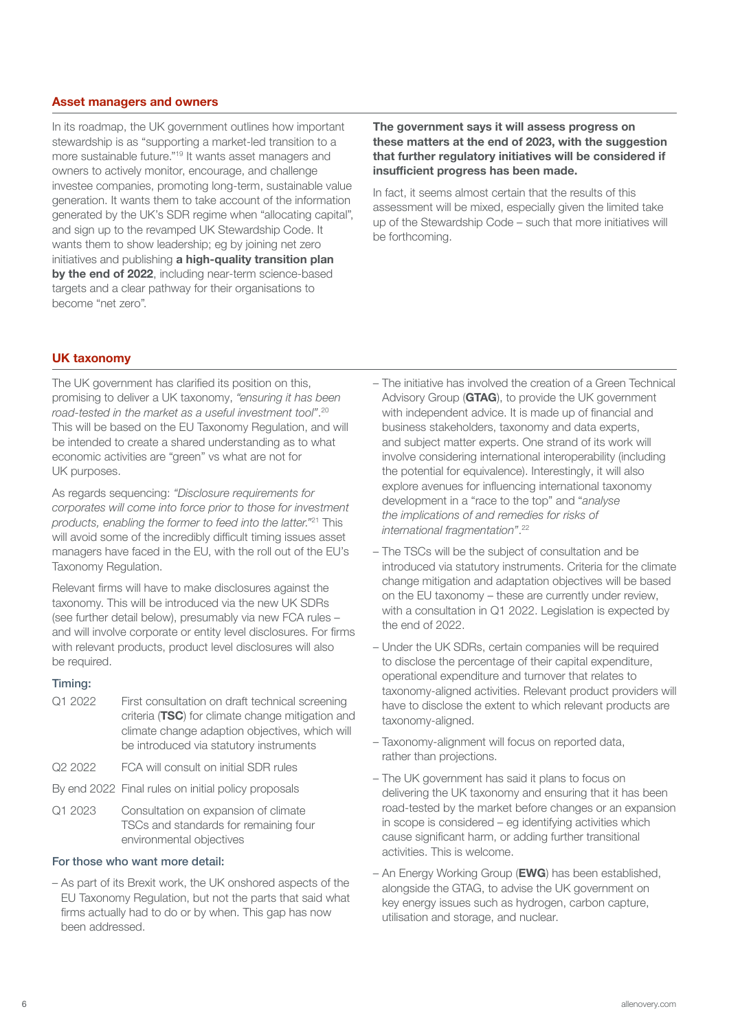## Asset managers and owners

In its roadmap, the UK government outlines how important stewardship is as "supporting a market-led transition to a more sustainable future."[19] It wants asset managers and owners to actively monitor, encourage, and challenge investee companies, promoting long-term, sustainable value generation. It wants them to take account of the information generated by the UK's SDR regime when "allocating capital", and sign up to the revamped UK Stewardship Code. It wants them to show leadership; eg by joining net zero initiatives and publishing **a high-quality transition plan by the end of 2022**, including near-term science-based targets and a clear pathway for their organisations to become "net zero".

**The government says it will assess progress on these matters at the end of 2023, with the suggestion that further regulatory initiatives will be considered if insufficient progress has been made.**

In fact, it seems almost certain that the results of this assessment will be mixed, especially given the limited take up of the Stewardship Code – such that more initiatives will be forthcoming.

## UK taxonomy

The UK government has clarified its position on this, promising to deliver a UK taxonomy, *"ensuring it has been road-tested in the market as a useful investment tool"*.[20] This will be based on the EU Taxonomy Regulation, and will be intended to create a shared understanding as to what economic activities are "green" vs what are not for UK purposes.

As regards sequencing: *"Disclosure requirements for corporates will come into force prior to those for investment products, enabling the former to feed into the latter."*[21] This will avoid some of the incredibly difficult timing issues asset managers have faced in the EU, with the roll out of the EU's Taxonomy Regulation.

Relevant firms will have to make disclosures against the taxonomy. This will be introduced via the new UK SDRs (see further detail below), presumably via new FCA rules – and will involve corporate or entity level disclosures. For firms with relevant products, product level disclosures will also be required.

### Timing:

| | |
|---|---|
| Q1 2022 | First consultation on draft technical screening criteria (**TSC**) for climate change mitigation and climate change adaption objectives, which will be introduced via statutory instruments |
| Q2 2022 | FCA will consult on initial SDR rules |
| By end 2022 | Final rules on initial policy proposals |
| Q1 2023 | Consultation on expansion of climate TSCs and standards for remaining four environmental objectives |

### For those who want more detail:

- As part of its Brexit work, the UK onshored aspects of the EU Taxonomy Regulation, but not the parts that said what firms actually had to do or by when. This gap has now been addressed.
- The initiative has involved the creation of a Green Technical Advisory Group (**GTAG**), to provide the UK government with independent advice. It is made up of financial and business stakeholders, taxonomy and data experts, and subject matter experts. One strand of its work will involve considering international interoperability (including the potential for equivalence). Interestingly, it will also explore avenues for influencing international taxonomy development in a "race to the top" and "*analyse the implications of and remedies for risks of international fragmentation*".[22]
- The TSCs will be the subject of consultation and be introduced via statutory instruments. Criteria for the climate change mitigation and adaptation objectives will be based on the EU taxonomy – these are currently under review, with a consultation in Q1 2022. Legislation is expected by the end of 2022.
- Under the UK SDRs, certain companies will be required to disclose the percentage of their capital expenditure, operational expenditure and turnover that relates to taxonomy-aligned activities. Relevant product providers will have to disclose the extent to which relevant products are taxonomy-aligned.
- Taxonomy-alignment will focus on reported data, rather than projections.
- The UK government has said it plans to focus on delivering the UK taxonomy and ensuring that it has been road-tested by the market before changes or an expansion in scope is considered – eg identifying activities which cause significant harm, or adding further transitional activities. This is welcome.
- An Energy Working Group (**EWG**) has been established, alongside the GTAG, to advise the UK government on key energy issues such as hydrogen, carbon capture, utilisation and storage, and nuclear.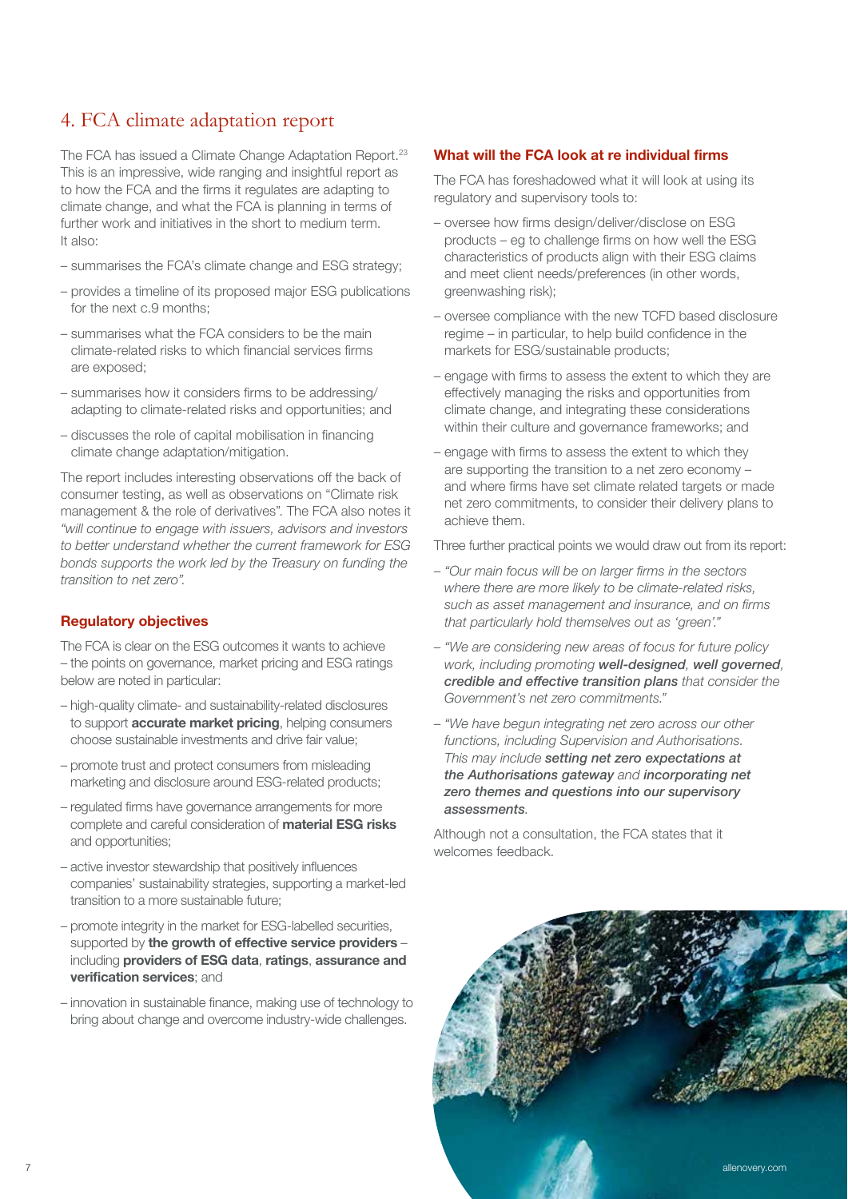## 4. FCA climate adaptation report

The FCA has issued a Climate Change Adaptation Report.[23] This is an impressive, wide ranging and insightful report as to how the FCA and the firms it regulates are adapting to climate change, and what the FCA is planning in terms of further work and initiatives in the short to medium term. It also:

- summarises the FCA's climate change and ESG strategy;
- provides a timeline of its proposed major ESG publications for the next c.9 months;
- summarises what the FCA considers to be the main climate-related risks to which financial services firms are exposed;
- summarises how it considers firms to be addressing/adapting to climate-related risks and opportunities; and
- discusses the role of capital mobilisation in financing climate change adaptation/mitigation.

The report includes interesting observations off the back of consumer testing, as well as observations on "Climate risk management & the role of derivatives". The FCA also notes it *"will continue to engage with issuers, advisors and investors to better understand whether the current framework for ESG bonds supports the work led by the Treasury on funding the transition to net zero".*

### Regulatory objectives

The FCA is clear on the ESG outcomes it wants to achieve – the points on governance, market pricing and ESG ratings below are noted in particular:

- high-quality climate- and sustainability-related disclosures to support **accurate market pricing**, helping consumers choose sustainable investments and drive fair value;
- promote trust and protect consumers from misleading marketing and disclosure around ESG-related products;
- regulated firms have governance arrangements for more complete and careful consideration of **material ESG risks** and opportunities;
- active investor stewardship that positively influences companies' sustainability strategies, supporting a market-led transition to a more sustainable future;
- promote integrity in the market for ESG-labelled securities, supported by **the growth of effective service providers** – including **providers of ESG data**, **ratings**, **assurance and verification services**; and
- innovation in sustainable finance, making use of technology to bring about change and overcome industry-wide challenges.

### What will the FCA look at re individual firms

The FCA has foreshadowed what it will look at using its regulatory and supervisory tools to:

- oversee how firms design/deliver/disclose on ESG products – eg to challenge firms on how well the ESG characteristics of products align with their ESG claims and meet client needs/preferences (in other words, greenwashing risk);
- oversee compliance with the new TCFD based disclosure regime – in particular, to help build confidence in the markets for ESG/sustainable products;
- engage with firms to assess the extent to which they are effectively managing the risks and opportunities from climate change, and integrating these considerations within their culture and governance frameworks; and
- engage with firms to assess the extent to which they are supporting the transition to a net zero economy – and where firms have set climate related targets or made net zero commitments, to consider their delivery plans to achieve them.

Three further practical points we would draw out from its report:

- *"Our main focus will be on larger firms in the sectors where there are more likely to be climate-related risks, such as asset management and insurance, and on firms that particularly hold themselves out as 'green'."*
- *"We are considering new areas of focus for future policy work, including promoting* ***well-designed****,* ***well governed****,* ***credible and effective transition plans*** *that consider the Government's net zero commitments."*
- *"We have begun integrating net zero across our other functions, including Supervision and Authorisations. This may include* ***setting net zero expectations at the Authorisations gateway*** *and* ***incorporating net zero themes and questions into our supervisory assessments****.*

Although not a consultation, the FCA states that it welcomes feedback.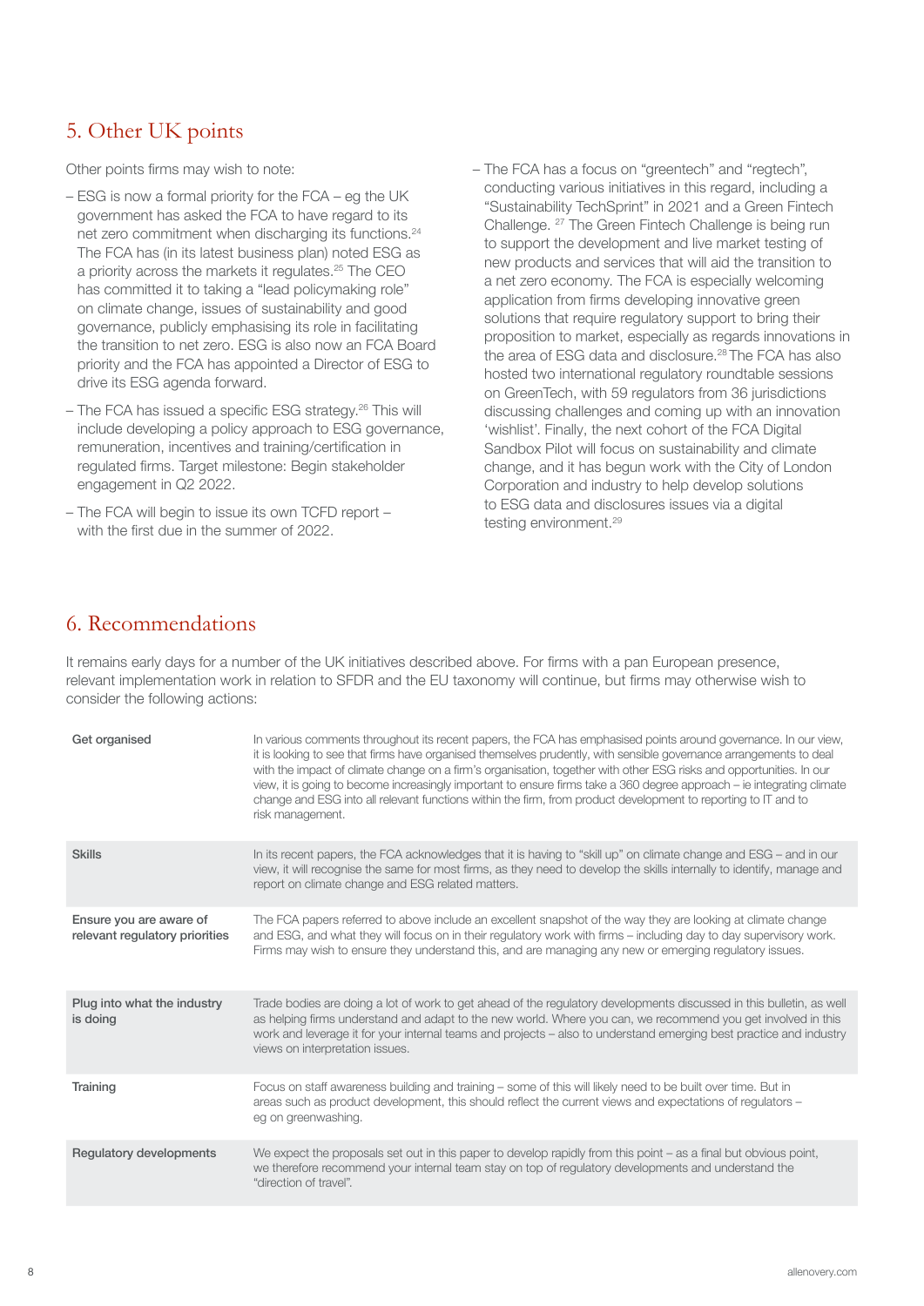## 5. Other UK points

Other points firms may wish to note:

- ESG is now a formal priority for the FCA – eg the UK government has asked the FCA to have regard to its net zero commitment when discharging its functions.[24] The FCA has (in its latest business plan) noted ESG as a priority across the markets it regulates.[25] The CEO has committed it to taking a "lead policymaking role" on climate change, issues of sustainability and good governance, publicly emphasising its role in facilitating the transition to net zero. ESG is also now an FCA Board priority and the FCA has appointed a Director of ESG to drive its ESG agenda forward.
- The FCA has issued a specific ESG strategy.[26] This will include developing a policy approach to ESG governance, remuneration, incentives and training/certification in regulated firms. Target milestone: Begin stakeholder engagement in Q2 2022.
- The FCA will begin to issue its own TCFD report – with the first due in the summer of 2022.
- The FCA has a focus on "greentech" and "regtech", conducting various initiatives in this regard, including a "Sustainability TechSprint" in 2021 and a Green Fintech Challenge. [27] The Green Fintech Challenge is being run to support the development and live market testing of new products and services that will aid the transition to a net zero economy. The FCA is especially welcoming application from firms developing innovative green solutions that require regulatory support to bring their proposition to market, especially as regards innovations in the area of ESG data and disclosure.[28] The FCA has also hosted two international regulatory roundtable sessions on GreenTech, with 59 regulators from 36 jurisdictions discussing challenges and coming up with an innovation 'wishlist'. Finally, the next cohort of the FCA Digital Sandbox Pilot will focus on sustainability and climate change, and it has begun work with the City of London Corporation and industry to help develop solutions to ESG data and disclosures issues via a digital testing environment.[29]

## 6. Recommendations

It remains early days for a number of the UK initiatives described above. For firms with a pan European presence, relevant implementation work in relation to SFDR and the EU taxonomy will continue, but firms may otherwise wish to consider the following actions:

| | |
|---|---|
| **Get organised** | In various comments throughout its recent papers, the FCA has emphasised points around governance. In our view, it is looking to see that firms have organised themselves prudently, with sensible governance arrangements to deal with the impact of climate change on a firm's organisation, together with other ESG risks and opportunities. In our view, it is going to become increasingly important to ensure firms take a 360 degree approach – ie integrating climate change and ESG into all relevant functions within the firm, from product development to reporting to IT and to risk management. |
| **Skills** | In its recent papers, the FCA acknowledges that it is having to "skill up" on climate change and ESG – and in our view, it will recognise the same for most firms, as they need to develop the skills internally to identify, manage and report on climate change and ESG related matters. |
| **Ensure you are aware of relevant regulatory priorities** | The FCA papers referred to above include an excellent snapshot of the way they are looking at climate change and ESG, and what they will focus on in their regulatory work with firms – including day to day supervisory work. Firms may wish to ensure they understand this, and are managing any new or emerging regulatory issues. |
| **Plug into what the industry is doing** | Trade bodies are doing a lot of work to get ahead of the regulatory developments discussed in this bulletin, as well as helping firms understand and adapt to the new world. Where you can, we recommend you get involved in this work and leverage it for your internal teams and projects – also to understand emerging best practice and industry views on interpretation issues. |
| **Training** | Focus on staff awareness building and training – some of this will likely need to be built over time. But in areas such as product development, this should reflect the current views and expectations of regulators – eg on greenwashing. |
| **Regulatory developments** | We expect the proposals set out in this paper to develop rapidly from this point – as a final but obvious point, we therefore recommend your internal team stay on top of regulatory developments and understand the "direction of travel". |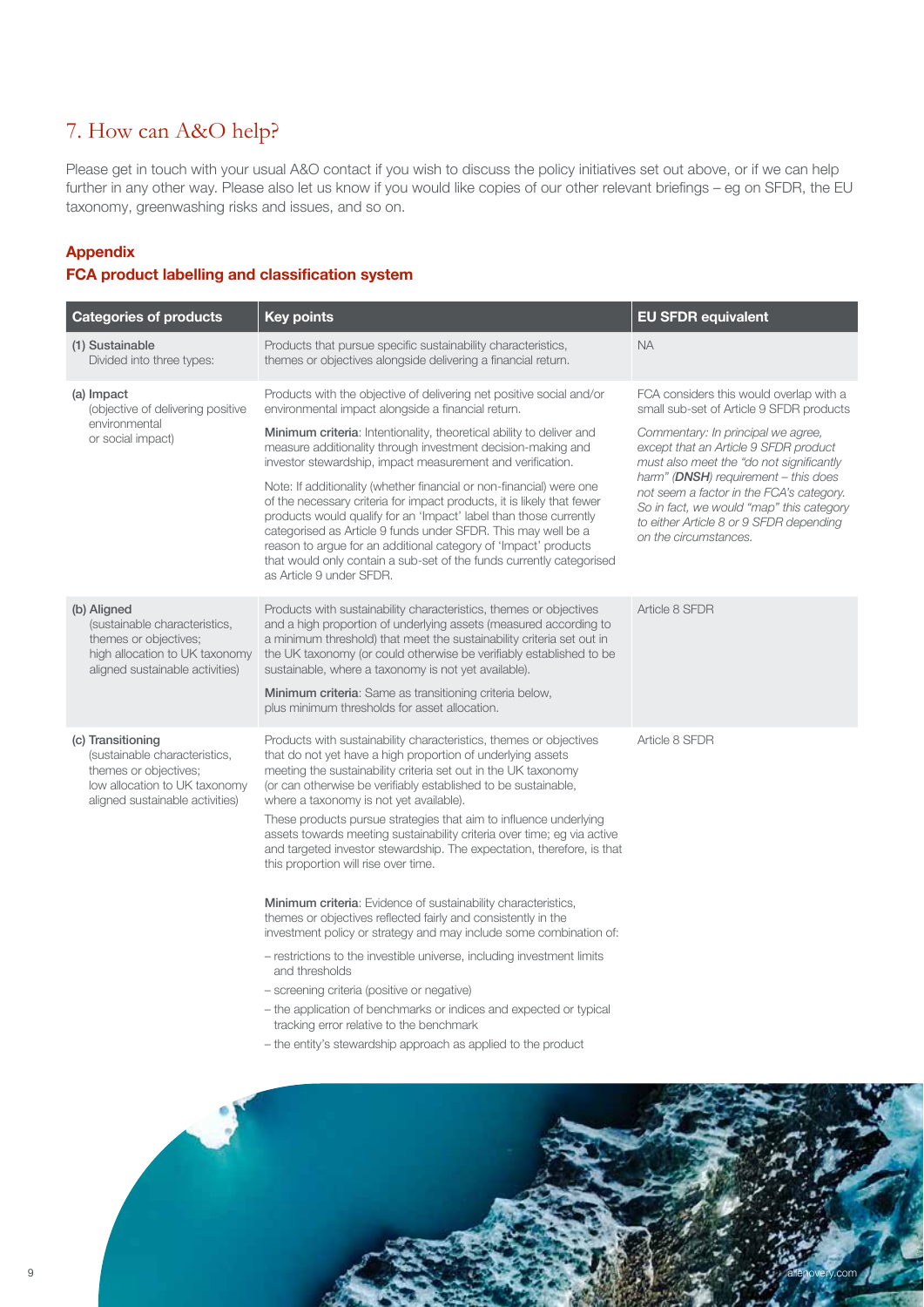## 7. How can A&O help?

Please get in touch with your usual A&O contact if you wish to discuss the policy initiatives set out above, or if we can help further in any other way. Please also let us know if you would like copies of our other relevant briefings – eg on SFDR, the EU taxonomy, greenwashing risks and issues, and so on.

### Appendix

### FCA product labelling and classification system

| Categories of products | Key points | EU SFDR equivalent |
|---|---|---|
| (1) Sustainable<br>Divided into three types: | Products that pursue specific sustainability characteristics, themes or objectives alongside delivering a financial return. | NA |
| (a) Impact<br>(objective of delivering positive environmental or social impact) | Products with the objective of delivering net positive social and/or environmental impact alongside a financial return.<br><br>**Minimum criteria**: Intentionality, theoretical ability to deliver and measure additionality through investment decision-making and investor stewardship, impact measurement and verification.<br><br>Note: If additionality (whether financial or non-financial) were one of the necessary criteria for impact products, it is likely that fewer products would qualify for an 'Impact' label than those currently categorised as Article 9 funds under SFDR. This may well be a reason to argue for an additional category of 'Impact' products that would only contain a sub-set of the funds currently categorised as Article 9 under SFDR. | FCA considers this would overlap with a small sub-set of Article 9 SFDR products<br><br>*Commentary: In principal we agree, except that an Article 9 SFDR product must also meet the "do not significantly harm" (**DNSH**) requirement – this does not seem a factor in the FCA's category. So in fact, we would "map" this category to either Article 8 or 9 SFDR depending on the circumstances.* |
| (b) Aligned<br>(sustainable characteristics, themes or objectives; high allocation to UK taxonomy aligned sustainable activities) | Products with sustainability characteristics, themes or objectives and a high proportion of underlying assets (measured according to a minimum threshold) that meet the sustainability criteria set out in the UK taxonomy (or could otherwise be verifiably established to be sustainable, where a taxonomy is not yet available).<br><br>**Minimum criteria**: Same as transitioning criteria below, plus minimum thresholds for asset allocation. | Article 8 SFDR |
| (c) Transitioning<br>(sustainable characteristics, themes or objectives; low allocation to UK taxonomy aligned sustainable activities) | Products with sustainability characteristics, themes or objectives that do not yet have a high proportion of underlying assets meeting the sustainability criteria set out in the UK taxonomy (or can otherwise be verifiably established to be sustainable, where a taxonomy is not yet available).<br><br>These products pursue strategies that aim to influence underlying assets towards meeting sustainability criteria over time; eg via active and targeted investor stewardship. The expectation, therefore, is that this proportion will rise over time.<br><br>**Minimum criteria**: Evidence of sustainability characteristics, themes or objectives reflected fairly and consistently in the investment policy or strategy and may include some combination of:<br>– restrictions to the investible universe, including investment limits and thresholds<br>– screening criteria (positive or negative)<br>– the application of benchmarks or indices and expected or typical tracking error relative to the benchmark<br>– the entity's stewardship approach as applied to the product | Article 8 SFDR |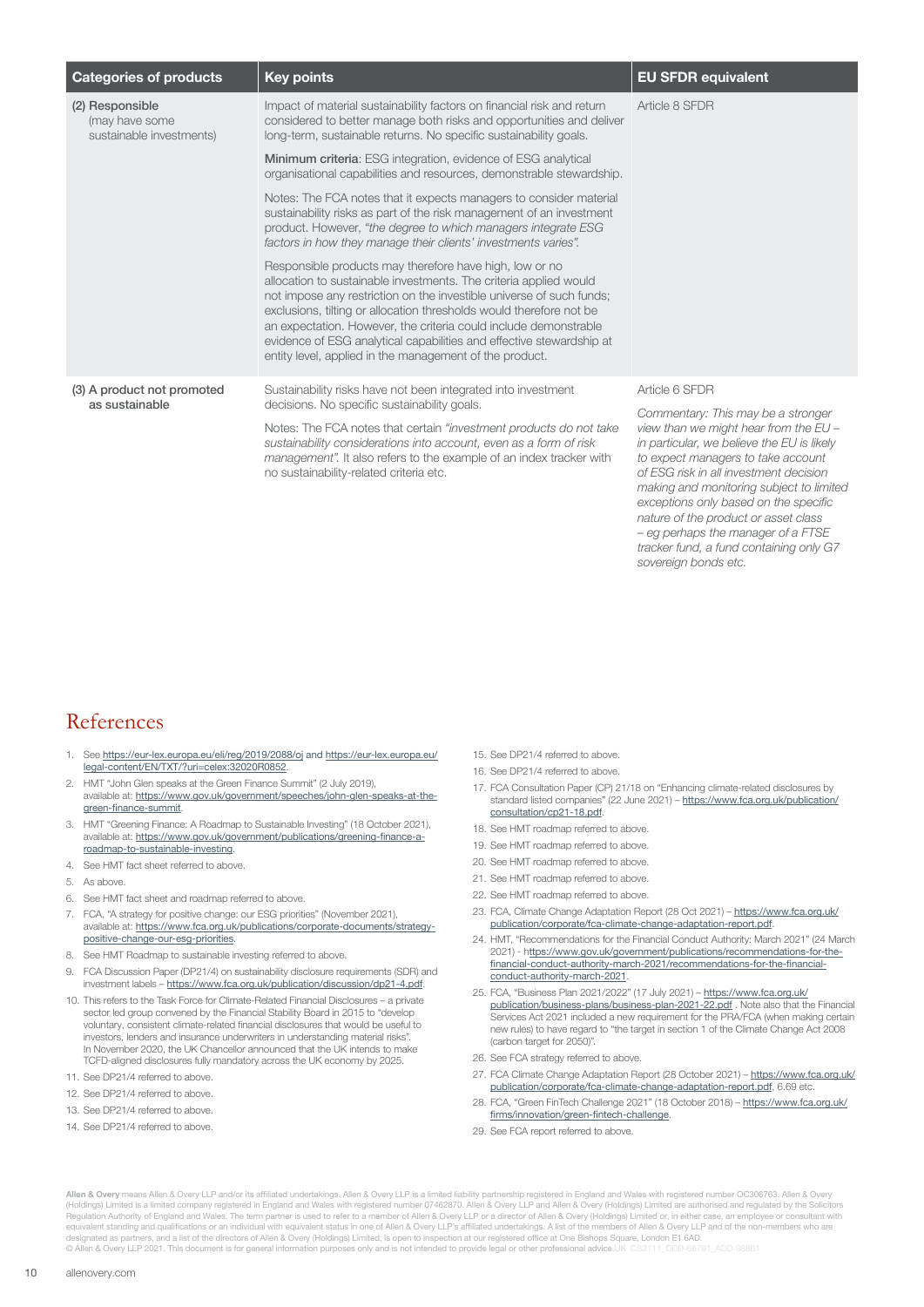| Categories of products | Key points | EU SFDR equivalent |
|---|---|---|
| **(2) Responsible** (may have some sustainable investments) | Impact of material sustainability factors on financial risk and return considered to better manage both risks and opportunities and deliver long-term, sustainable returns. No specific sustainability goals.<br><br>**Minimum criteria**: ESG integration, evidence of ESG analytical organisational capabilities and resources, demonstrable stewardship.<br><br>Notes: The FCA notes that it expects managers to consider material sustainability risks as part of the risk management of an investment product. However, *"the degree to which managers integrate ESG factors in how they manage their clients' investments varies".*<br><br>Responsible products may therefore have high, low or no allocation to sustainable investments. The criteria applied would not impose any restriction on the investible universe of such funds; exclusions, tilting or allocation thresholds would therefore not be an expectation. However, the criteria could include demonstrable evidence of ESG analytical capabilities and effective stewardship at entity level, applied in the management of the product. | Article 8 SFDR |
| **(3) A product not promoted as sustainable** | Sustainability risks have not been integrated into investment decisions. No specific sustainability goals.<br><br>Notes: The FCA notes that certain *"investment products do not take sustainability considerations into account, even as a form of risk management".* It also refers to the example of an index tracker with no sustainability-related criteria etc. | Article 6 SFDR<br><br>*Commentary: This may be a stronger view than we might hear from the EU – in particular, we believe the EU is likely to expect managers to take account of ESG risk in all investment decision making and monitoring subject to limited exceptions only based on the specific nature of the product or asset class – eg perhaps the manager of a FTSE tracker fund, a fund containing only G7 sovereign bonds etc.* |

# References

1. See https://eur-lex.europa.eu/eli/reg/2019/2088/oj and https://eur-lex.europa.eu/legal-content/EN/TXT/?uri=celex:32020R0852.
2. HMT "John Glen speaks at the Green Finance Summit" (2 July 2019), available at: https://www.gov.uk/government/speeches/john-glen-speaks-at-the-green-finance-summit.
3. HMT "Greening Finance: A Roadmap to Sustainable Investing" (18 October 2021), available at: https://www.gov.uk/government/publications/greening-finance-a-roadmap-to-sustainable-investing.
4. See HMT fact sheet referred to above.
5. As above.
6. See HMT fact sheet and roadmap referred to above.
7. FCA, "A strategy for positive change: our ESG priorities" (November 2021), available at: https://www.fca.org.uk/publications/corporate-documents/strategy-positive-change-our-esg-priorities.
8. See HMT Roadmap to sustainable investing referred to above.
9. FCA Discussion Paper (DP21/4) on sustainability disclosure requirements (SDR) and investment labels – https://www.fca.org.uk/publication/discussion/dp21-4.pdf.
10. This refers to the Task Force for Climate-Related Financial Disclosures – a private sector led group convened by the Financial Stability Board in 2015 to "develop voluntary, consistent climate-related financial disclosures that would be useful to investors, lenders and insurance underwriters in understanding material risks". In November 2020, the UK Chancellor announced that the UK intends to make TCFD-aligned disclosures fully mandatory across the UK economy by 2025.
11. See DP21/4 referred to above.
12. See DP21/4 referred to above.
13. See DP21/4 referred to above.
14. See DP21/4 referred to above.
15. See DP21/4 referred to above.
16. See DP21/4 referred to above.
17. FCA Consultation Paper (CP) 21/18 on "Enhancing climate-related disclosures by standard listed companies" (22 June 2021) – https://www.fca.org.uk/publication/consultation/cp21-18.pdf.
18. See HMT roadmap referred to above.
19. See HMT roadmap referred to above.
20. See HMT roadmap referred to above.
21. See HMT roadmap referred to above.
22. See HMT roadmap referred to above.
23. FCA, Climate Change Adaptation Report (28 Oct 2021) – https://www.fca.org.uk/publication/corporate/fca-climate-change-adaptation-report.pdf.
24. HMT, "Recommendations for the Financial Conduct Authority: March 2021" (24 March 2021) - https://www.gov.uk/government/publications/recommendations-for-the-financial-conduct-authority-march-2021/recommendations-for-the-financial-conduct-authority-march-2021.
25. FCA, "Business Plan 2021/2022" (17 July 2021) – https://www.fca.org.uk/publication/business-plans/business-plan-2021-22.pdf . Note also that the Financial Services Act 2021 included a new requirement for the PRA/FCA (when making certain new rules) to have regard to "the target in section 1 of the Climate Change Act 2008 (carbon target for 2050)".
26. See FCA strategy referred to above.
27. FCA Climate Change Adaptation Report (28 October 2021) – https://www.fca.org.uk/publication/corporate/fca-climate-change-adaptation-report.pdf, 6.69 etc.
28. FCA, "Green FinTech Challenge 2021" (18 October 2018) – https://www.fca.org.uk/firms/innovation/green-fintech-challenge.
29. See FCA report referred to above.

**Allen & Overy** means Allen & Overy LLP and/or its affiliated undertakings. Allen & Overy LLP is a limited liability partnership registered in England and Wales with registered number OC306763. Allen & Overy (Holdings) Limited is a limited company registered in England and Wales with registered number 07462870. Allen & Overy LLP and Allen & Overy (Holdings) Limited are authorised and regulated by the Solicitors Regulation Authority of England and Wales. The term partner is used to refer to a member of Allen & Overy LLP or a director of Allen & Overy (Holdings) Limited or, in either case, an employee or consultant with equivalent standing and qualifications or an individual with equivalent status in one of Allen & Overy LLP's affiliated undertakings. A list of the members of Allen & Overy LLP and of the non-members who are designated as partners, and a list of the directors of Allen & Overy (Holdings) Limited, is open to inspection at our registered office at One Bishops Square, London E1 6AD.
© Allen & Overy LLP 2021. This document is for general information purposes only and is not intended to provide legal or other professional advice. UK CS2111_CDD-66791_ADD-98861